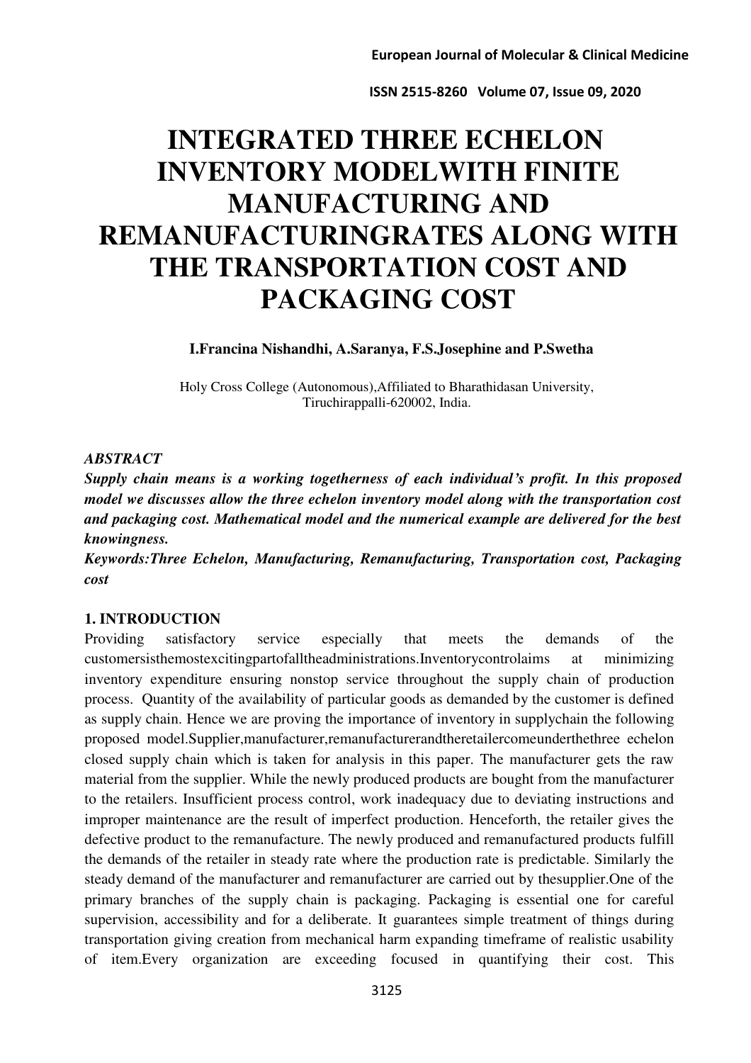# INTEGRATED THREE ECHELON INVENTORY MODELWITH FINITE MANUFACTURING AND REMANUFACTURINGRATES ALONG WITH THE TRANSPORTATION COST AND PACKAGING COST

**I.Francina Nishandhi, A.Saranya, F.S.Josephine and P.Swetha**

Holy Cross College (Autonomous),Affiliated to Bharathidasan University, Tiruchirappalli-620002, India.

***ABSTRACT***

***Supply chain means is a working togetherness of each individual's profit. In this proposed model we discusses allow the three echelon inventory model along with the transportation cost and packaging cost. Mathematical model and the numerical example are delivered for the best knowingness.***

***Keywords:Three Echelon, Manufacturing, Remanufacturing, Transportation cost, Packaging cost***

## 1. INTRODUCTION

Providing satisfactory service especially that meets the demands of the customersisthemostexcitingpartofalltheadministrations.Inventorycontrolaims at minimizing inventory expenditure ensuring nonstop service throughout the supply chain of production process. Quantity of the availability of particular goods as demanded by the customer is defined as supply chain. Hence we are proving the importance of inventory in supplychain the following proposed model.Supplier,manufacturer,remanufacturerandtheretailercomeunderthethree echelon closed supply chain which is taken for analysis in this paper. The manufacturer gets the raw material from the supplier. While the newly produced products are bought from the manufacturer to the retailers. Insufficient process control, work inadequacy due to deviating instructions and improper maintenance are the result of imperfect production. Henceforth, the retailer gives the defective product to the remanufacture. The newly produced and remanufactured products fulfill the demands of the retailer in steady rate where the production rate is predictable. Similarly the steady demand of the manufacturer and remanufacturer are carried out by thesupplier.One of the primary branches of the supply chain is packaging. Packaging is essential one for careful supervision, accessibility and for a deliberate. It guarantees simple treatment of things during transportation giving creation from mechanical harm expanding timeframe of realistic usability of item.Every organization are exceeding focused in quantifying their cost. This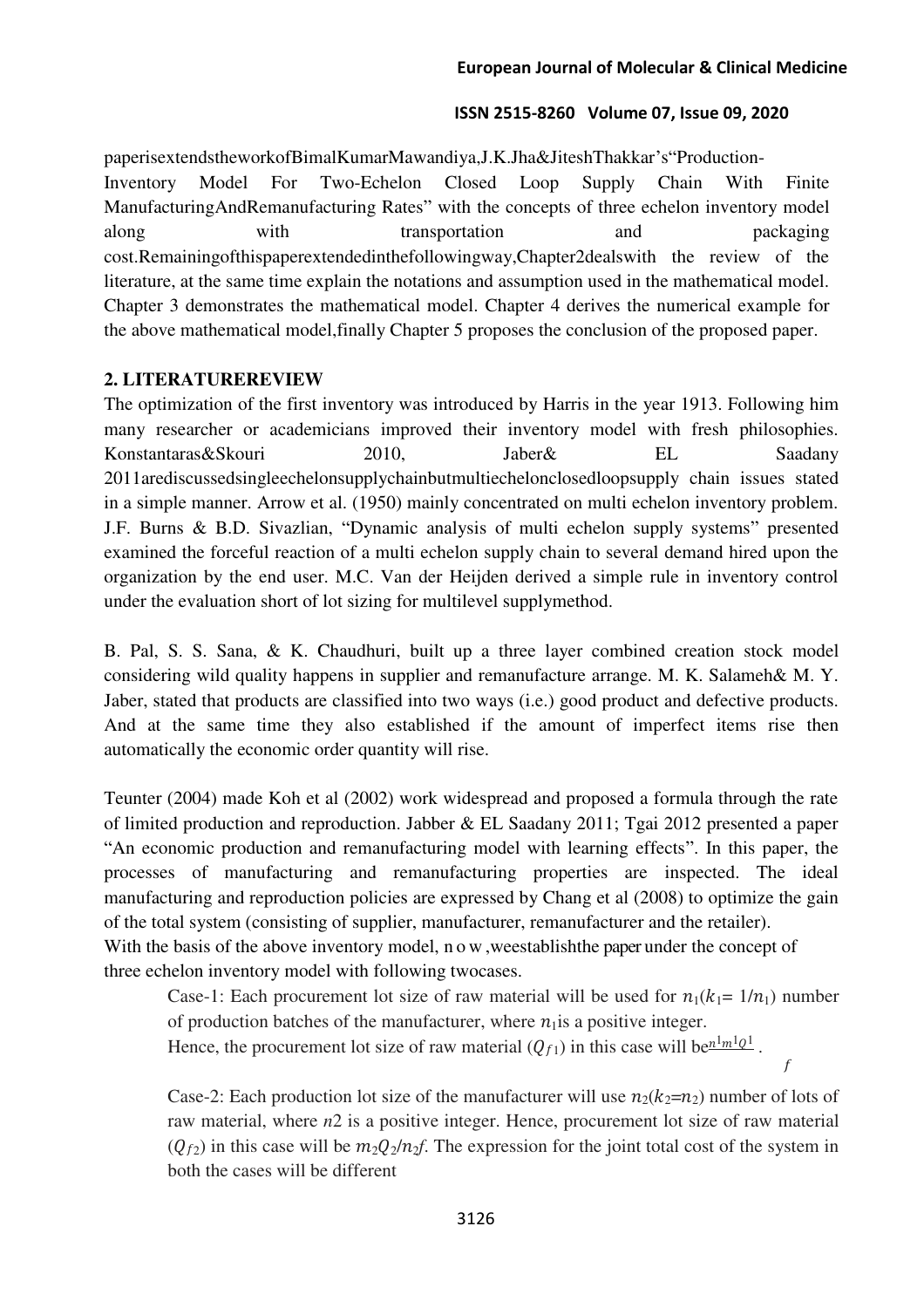paperisextendstheworkofBimalKumarMawandiya,J.K.Jha&JiteshThakkar's"Production-Inventory Model For Two-Echelon Closed Loop Supply Chain With Finite ManufacturingAndRemanufacturing Rates" with the concepts of three echelon inventory model along with transportation and packaging cost.Remainingofthispaperextendedinthefollowingway,Chapter2dealswith the review of the literature, at the same time explain the notations and assumption used in the mathematical model. Chapter 3 demonstrates the mathematical model. Chapter 4 derives the numerical example for the above mathematical model,finally Chapter 5 proposes the conclusion of the proposed paper.

## 2. LITERATUREREVIEW

The optimization of the first inventory was introduced by Harris in the year 1913. Following him many researcher or academicians improved their inventory model with fresh philosophies. Konstantaras&Skouri 2010, Jaber& EL Saadany 2011arediscussedsingleechelonsupplychainbutmultiechelonclosedloopsupply chain issues stated in a simple manner. Arrow et al. (1950) mainly concentrated on multi echelon inventory problem. J.F. Burns & B.D. Sivazlian, "Dynamic analysis of multi echelon supply systems" presented examined the forceful reaction of a multi echelon supply chain to several demand hired upon the organization by the end user. M.C. Van der Heijden derived a simple rule in inventory control under the evaluation short of lot sizing for multilevel supplymethod.

B. Pal, S. S. Sana, & K. Chaudhuri, built up a three layer combined creation stock model considering wild quality happens in supplier and remanufacture arrange. M. K. Salameh& M. Y. Jaber, stated that products are classified into two ways (i.e.) good product and defective products. And at the same time they also established if the amount of imperfect items rise then automatically the economic order quantity will rise.

Teunter (2004) made Koh et al (2002) work widespread and proposed a formula through the rate of limited production and reproduction. Jabber & EL Saadany 2011; Tgai 2012 presented a paper "An economic production and remanufacturing model with learning effects". In this paper, the processes of manufacturing and remanufacturing properties are inspected. The ideal manufacturing and reproduction policies are expressed by Chang et al (2008) to optimize the gain of the total system (consisting of supplier, manufacturer, remanufacturer and the retailer).
With the basis of the above inventory model, now ,weestablishthe paper under the concept of three echelon inventory model with following twocases.

Case-1: Each procurement lot size of raw material will be used for $n_1(k_1 = 1/n_1)$ number of production batches of the manufacturer, where $n_1$is a positive integer.
Hence, the procurement lot size of raw material $(Q_{f1})$ in this case will be$\frac{n_1 m_1 Q_1}{f}$.

Case-2: Each production lot size of the manufacturer will use $n_2(k_2{=}n_2)$ number of lots of raw material, where $n2$ is a positive integer. Hence, procurement lot size of raw material $(Q_{f2})$ in this case will be $m_2Q_2/n_2f$. The expression for the joint total cost of the system in both the cases will be different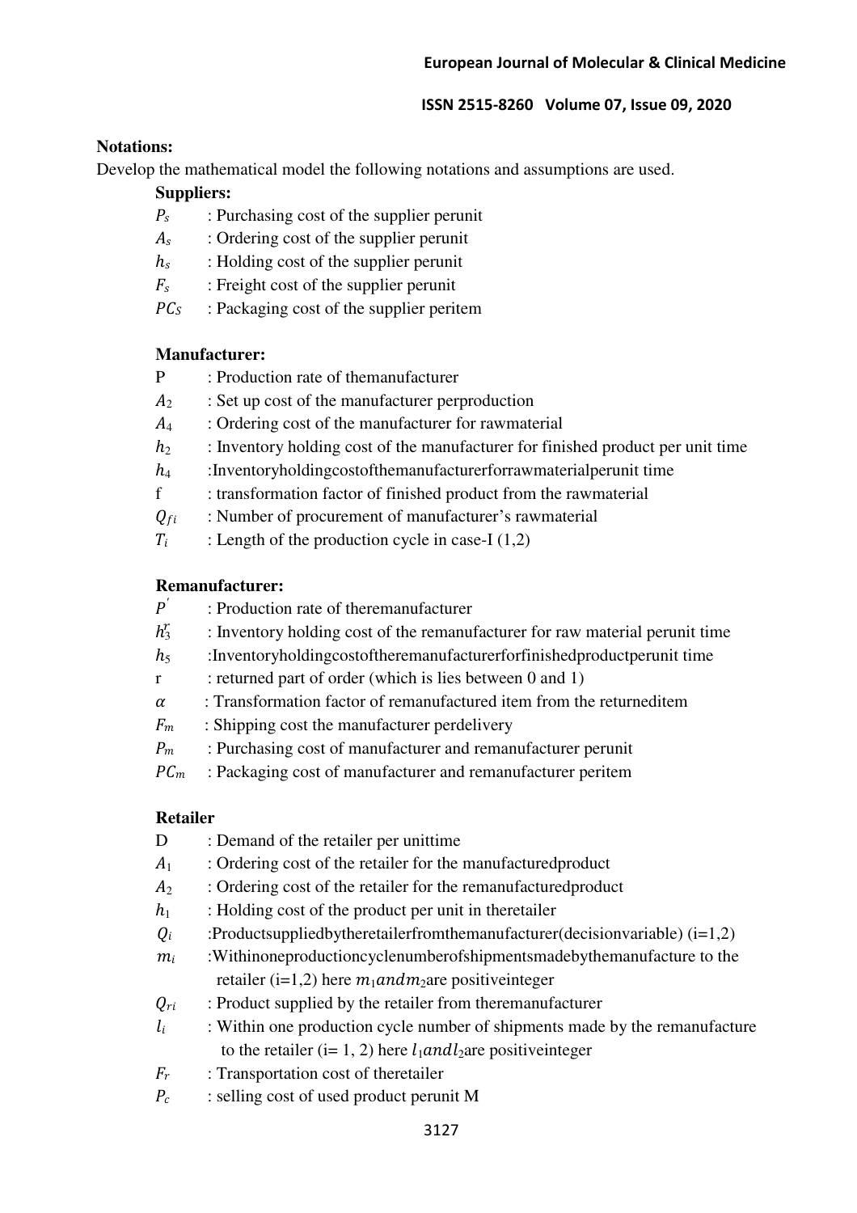**Notations:**

Develop the mathematical model the following notations and assumptions are used.

**Suppliers:**

- $P_s$ : Purchasing cost of the supplier perunit
- $A_s$ : Ordering cost of the supplier perunit
- $h_s$ : Holding cost of the supplier perunit
- $F_s$ : Freight cost of the supplier perunit
- $PC_S$ : Packaging cost of the supplier peritem

**Manufacturer:**

- P : Production rate of themanufacturer
- $A_2$ : Set up cost of the manufacturer perproduction
- $A_4$ : Ordering cost of the manufacturer for rawmaterial
- $h_2$ : Inventory holding cost of the manufacturer for finished product per unit time
- $h_4$ :Inventoryholdingcostofthemanufacturerforrawmaterialperunit time
- f : transformation factor of finished product from the rawmaterial
- $Q_{fi}$ : Number of procurement of manufacturer's rawmaterial
- $T_i$ : Length of the production cycle in case-I (1,2)

**Remanufacturer:**

- $P'$ : Production rate of theremanufacturer
- $h_3^r$ : Inventory holding cost of the remanufacturer for raw material perunit time
- $h_5$ :Inventoryholdingcostoftheremanufacturerforfinishedproductperunit time
- r : returned part of order (which is lies between 0 and 1)
- $\alpha$ : Transformation factor of remanufactured item from the returneditem
- $F_m$ : Shipping cost the manufacturer perdelivery
- $P_m$ : Purchasing cost of manufacturer and remanufacturer perunit
- $PC_m$ : Packaging cost of manufacturer and remanufacturer peritem

**Retailer**

- D : Demand of the retailer per unittime
- $A_1$ : Ordering cost of the retailer for the manufacturedproduct
- $A_2$ : Ordering cost of the retailer for the remanufacturedproduct
- $h_1$ : Holding cost of the product per unit in theretailer
- $Q_i$ :Productsuppliedbytheretailerfromthemanufacturer(decisionvariable) (i=1,2)
- $m_i$ :Withinoneproductioncyclenumberofshipmentsmadebythemanufacture to the retailer (i=1,2) here $m_1 and m_2$are positiveinteger
- $Q_{ri}$ : Product supplied by the retailer from theremanufacturer
- $l_i$ : Within one production cycle number of shipments made by the remanufacture to the retailer (i= 1, 2) here $l_1 and l_2$are positiveinteger
- $F_r$ : Transportation cost of theretailer
- $P_c$ : selling cost of used product perunit M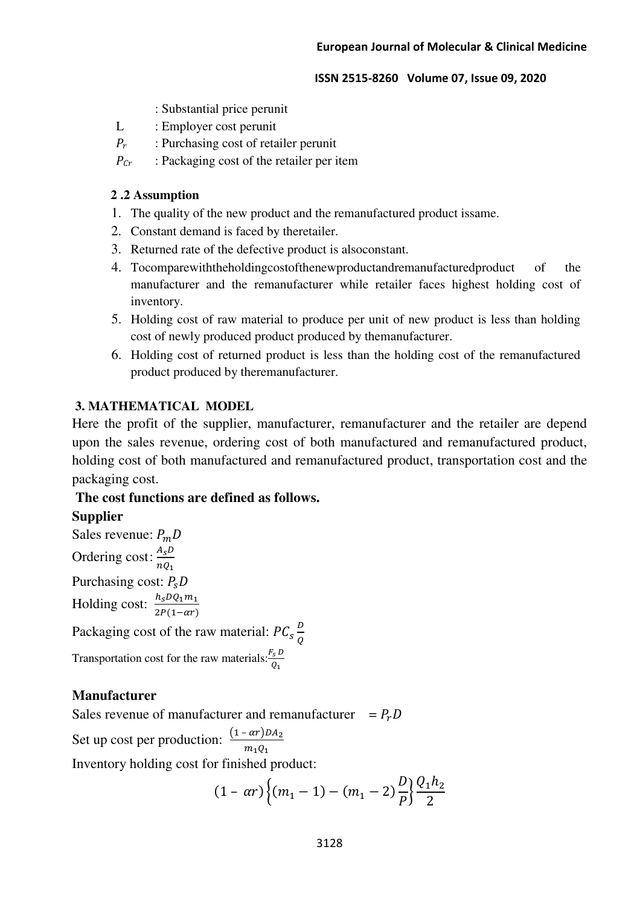: Substantial price perunit

L : Employer cost perunit

$P_r$ : Purchasing cost of retailer perunit

$P_{Cr}$ : Packaging cost of the retailer per item

### 2 .2 Assumption

1. The quality of the new product and the remanufactured product issame.
2. Constant demand is faced by theretailer.
3. Returned rate of the defective product is alsoconstant.
4. Tocomparewiththeholdingcostofthenewproductandremanufacturedproduct of the manufacturer and the remanufacturer while retailer faces highest holding cost of inventory.
5. Holding cost of raw material to produce per unit of new product is less than holding cost of newly produced product produced by themanufacturer.
6. Holding cost of returned product is less than the holding cost of the remanufactured product produced by theremanufacturer.

## 3. MATHEMATICAL MODEL

Here the profit of the supplier, manufacturer, remanufacturer and the retailer are depend upon the sales revenue, ordering cost of both manufactured and remanufactured product, holding cost of both manufactured and remanufactured product, transportation cost and the packaging cost.

**The cost functions are defined as follows.**

**Supplier**

Sales revenue: $P_m D$

Ordering cost: $\frac{A_s D}{n Q_1}$

Purchasing cost: $P_s D$

Holding cost: $\frac{h_s D Q_1 m_1}{2P(1-\alpha r)}$

Packaging cost of the raw material: $PC_s \frac{D}{Q}$

Transportation cost for the raw materials: $\frac{F_s D}{Q_1}$

**Manufacturer**

Sales revenue of manufacturer and remanufacturer $= P_r D$

Set up cost per production: $\frac{(1-\alpha r) D A_2}{m_1 Q_1}$

Inventory holding cost for finished product:

$$(1-\alpha r)\left\{(m_1 - 1) - (m_1 - 2)\frac{D}{P}\right\}\frac{Q_1 h_2}{2}$$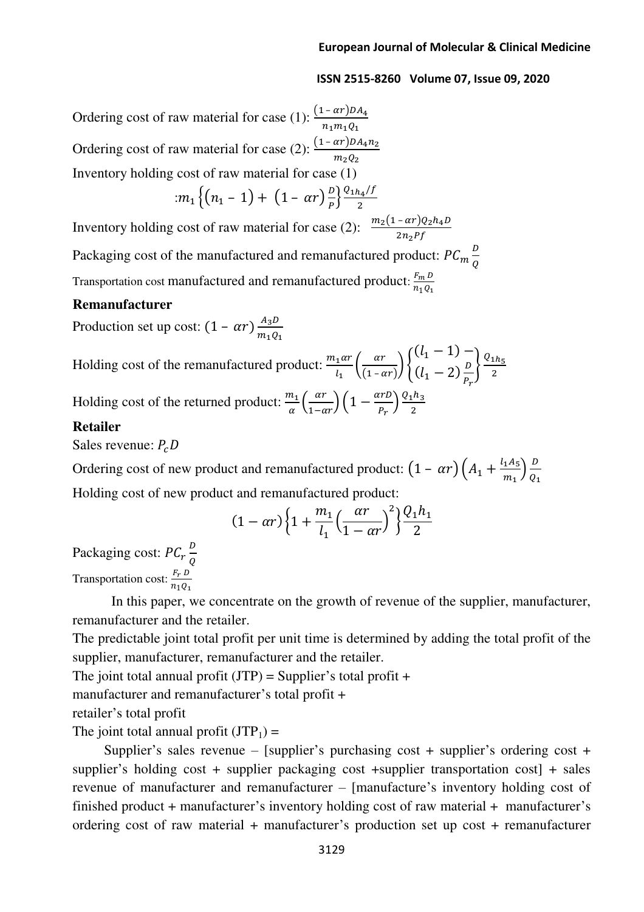Ordering cost of raw material for case (1): $\frac{(1 - \alpha r)DA_4}{n_1 m_1 Q_1}$

Ordering cost of raw material for case (2): $\frac{(1 - \alpha r)DA_4 n_2}{m_2 Q_2}$

Inventory holding cost of raw material for case (1)

$$:m_1 \left\{(n_1 - 1) + (1 - \alpha r)\frac{D}{P}\right\} \frac{Q_1 h_4 / f}{2}$$

Inventory holding cost of raw material for case (2): $\frac{m_2(1 - \alpha r)Q_2 h_4 D}{2 n_2 P f}$

Packaging cost of the manufactured and remanufactured product: $PC_m \frac{D}{Q}$

Transportation cost manufactured and remanufactured product: $\frac{F_m D}{n_1 Q_1}$

**Remanufacturer**

Production set up cost: $(1 - \alpha r)\frac{A_3 D}{m_1 Q_1}$

Holding cost of the remanufactured product: $\frac{m_1 \alpha r}{l_1}\left(\frac{\alpha r}{(1 - \alpha r)}\right)\left\{\begin{matrix}(l_1 - 1) - \\ (l_1 - 2)\frac{D}{P_r}\end{matrix}\right\}\frac{Q_1 h_5}{2}$

Holding cost of the returned product: $\frac{m_1}{\alpha}\left(\frac{\alpha r}{1 - \alpha r}\right)\left(1 - \frac{\alpha r D}{P_r}\right)\frac{Q_1 h_3}{2}$

**Retailer**

Sales revenue: $P_c D$

Ordering cost of new product and remanufactured product: $(1 - \alpha r)\left(A_1 + \frac{l_1 A_5}{m_1}\right)\frac{D}{Q_1}$

Holding cost of new product and remanufactured product:

$$(1 - \alpha r)\left\{1 + \frac{m_1}{l_1}\left(\frac{\alpha r}{1 - \alpha r}\right)^2\right\}\frac{Q_1 h_1}{2}$$

Packaging cost: $PC_r \frac{D}{Q}$

Transportation cost: $\frac{F_r D}{n_1 Q_1}$

In this paper, we concentrate on the growth of revenue of the supplier, manufacturer, remanufacturer and the retailer.

The predictable joint total profit per unit time is determined by adding the total profit of the supplier, manufacturer, remanufacturer and the retailer.

The joint total annual profit (JTP) = Supplier's total profit +
manufacturer and remanufacturer's total profit +
retailer's total profit

The joint total annual profit ($JTP_1$) =

Supplier's sales revenue – [supplier's purchasing cost + supplier's ordering cost + supplier's holding cost + supplier packaging cost +supplier transportation cost] + sales revenue of manufacturer and remanufacturer – [manufacture's inventory holding cost of finished product + manufacturer's inventory holding cost of raw material + manufacturer's ordering cost of raw material + manufacturer's production set up cost + remanufacturer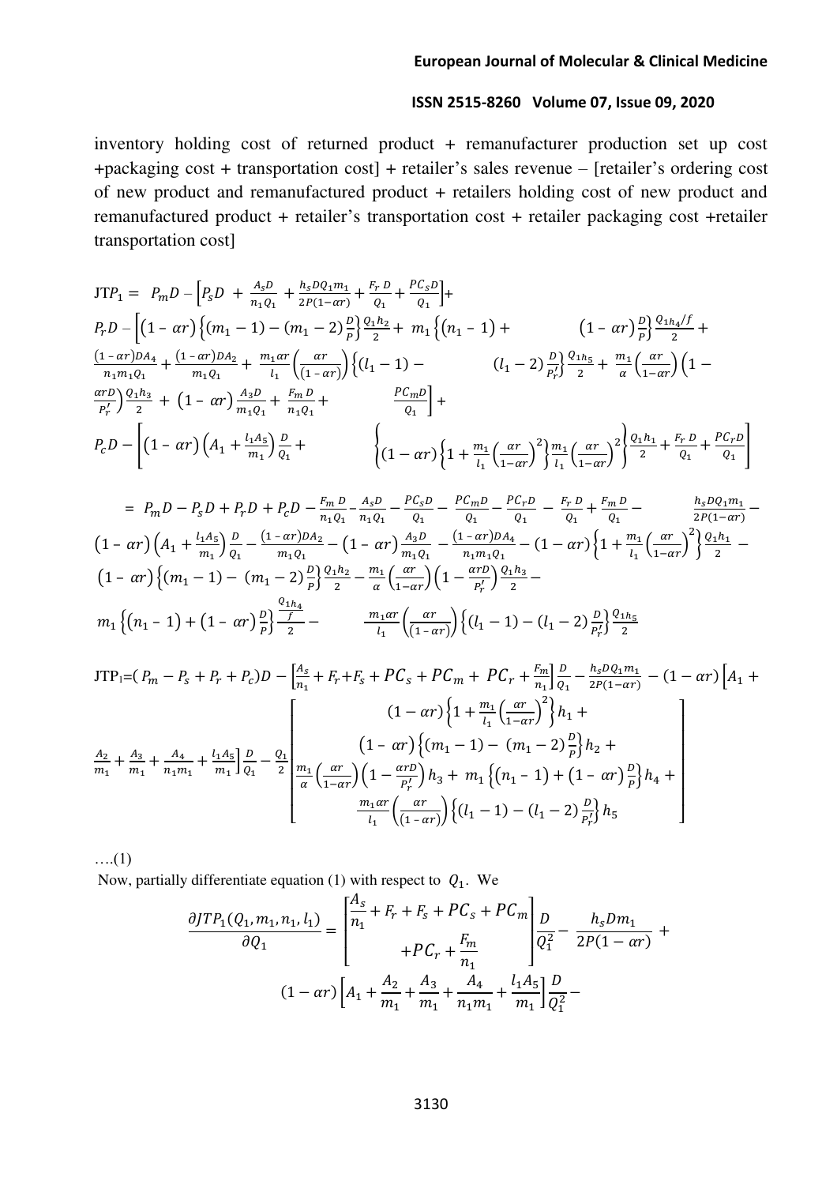inventory holding cost of returned product + remanufacturer production set up cost +packaging cost + transportation cost] + retailer's sales revenue – [retailer's ordering cost of new product and remanufactured product + retailers holding cost of new product and remanufactured product + retailer's transportation cost + retailer packaging cost +retailer transportation cost]

$$
\begin{aligned}
JTP_1 = \; & P_m D - \left[P_s D + \frac{A_s D}{n_1 Q_1} + \frac{h_s D Q_1 m_1}{2P(1-\alpha r)} + \frac{F_r D}{Q_1} + \frac{PC_s D}{Q_1}\right] + \\
& P_r D - \Bigg[(1-\alpha r)\left\{(m_1 - 1) - (m_1 - 2)\frac{D}{P}\right\}\frac{Q_1 h_2}{2} + m_1\left\{(n_1 - 1) + (1-\alpha r)\frac{D}{P}\right\}\frac{Q_1 h_4/f}{2} + \\
& \frac{(1-\alpha r)DA_4}{n_1 m_1 Q_1} + \frac{(1-\alpha r)DA_2}{m_1 Q_1} + \frac{m_1 \alpha r}{l_1}\left(\frac{\alpha r}{(1-\alpha r)}\right)\left\{(l_1 - 1) - (l_1 - 2)\frac{D}{P_r'}\right\}\frac{Q_1 h_5}{2} + \frac{m_1}{\alpha}\left(\frac{\alpha r}{1-\alpha r}\right)\left(1 - \right. \\
& \left.\frac{\alpha r D}{P_r'}\right)\frac{Q_1 h_3}{2} + (1-\alpha r)\frac{A_3 D}{m_1 Q_1} + \frac{F_m D}{n_1 Q_1} + \frac{PC_m D}{Q_1}\Bigg] + \\
& P_c D - \left[(1-\alpha r)\left(A_1 + \frac{l_1 A_5}{m_1}\right)\frac{D}{Q_1} + \left\{(1-\alpha r)\left\{1 + \frac{m_1}{l_1}\left(\frac{\alpha r}{1-\alpha r}\right)^2\right\}\frac{m_1}{l_1}\left(\frac{\alpha r}{1-\alpha r}\right)^2\right\}\frac{Q_1 h_1}{2} + \frac{F_r D}{Q_1} + \frac{PC_r D}{Q_1}\right]
\end{aligned}
$$

$$
\begin{aligned}
= \; & P_m D - P_s D + P_r D + P_c D - \frac{F_m D}{n_1 Q_1} - \frac{A_s D}{n_1 Q_1} - \frac{PC_s D}{Q_1} - \frac{PC_m D}{Q_1} - \frac{PC_r D}{Q_1} - \frac{F_r D}{Q_1} + \frac{F_m D}{Q_1} - \frac{h_s D Q_1 m_1}{2P(1-\alpha r)} - \\
& (1-\alpha r)\left(A_1 + \frac{l_1 A_5}{m_1}\right)\frac{D}{Q_1} - \frac{(1-\alpha r)DA_2}{m_1 Q_1} - (1-\alpha r)\frac{A_3 D}{m_1 Q_1} - \frac{(1-\alpha r)DA_4}{n_1 m_1 Q_1} - (1-\alpha r)\left\{1 + \frac{m_1}{l_1}\left(\frac{\alpha r}{1-\alpha r}\right)^2\right\}\frac{Q_1 h_1}{2} - \\
& (1-\alpha r)\left\{(m_1 - 1) - (m_1 - 2)\frac{D}{P}\right\}\frac{Q_1 h_2}{2} - \frac{m_1}{\alpha}\left(\frac{\alpha r}{1-\alpha r}\right)\left(1 - \frac{\alpha r D}{P_r'}\right)\frac{Q_1 h_3}{2} - \\
& m_1\left\{(n_1 - 1) + (1-\alpha r)\frac{D}{P}\right\}\frac{\frac{Q_1 h_4}{f}}{2} - \frac{m_1 \alpha r}{l_1}\left(\frac{\alpha r}{(1-\alpha r)}\right)\left\{(l_1 - 1) - (l_1 - 2)\frac{D}{P_r'}\right\}\frac{Q_1 h_5}{2}
\end{aligned}
$$

$$
\begin{aligned}
JTP_1 = \; & (P_m - P_s + P_r + P_c)D - \left[\frac{A_s}{n_1} + F_r + F_s + PC_s + PC_m + PC_r + \frac{F_m}{n_1}\right]\frac{D}{Q_1} - \frac{h_s D Q_1 m_1}{2P(1-\alpha r)} - (1-\alpha r)\Big[A_1 + \\
& \frac{A_2}{m_1} + \frac{A_3}{m_1} + \frac{A_4}{n_1 m_1} + \frac{l_1 A_5}{m_1}\Big]\frac{D}{Q_1} - \frac{Q_1}{2}\left[\begin{array}{c}
(1-\alpha r)\left\{1 + \frac{m_1}{l_1}\left(\frac{\alpha r}{1-\alpha r}\right)^2\right\}h_1 + \\
(1-\alpha r)\left\{(m_1 - 1) - (m_1 - 2)\frac{D}{P}\right\}h_2 + \\
\frac{m_1}{\alpha}\left(\frac{\alpha r}{1-\alpha r}\right)\left(1 - \frac{\alpha r D}{P_r'}\right)h_3 + m_1\left\{(n_1 - 1) + (1-\alpha r)\frac{D}{P}\right\}h_4 + \\
\frac{m_1 \alpha r}{l_1}\left(\frac{\alpha r}{(1-\alpha r)}\right)\left\{(l_1 - 1) - (l_1 - 2)\frac{D}{P_r'}\right\}h_5
\end{array}\right]
\end{aligned}
$$

….(1)

Now, partially differentiate equation (1) with respect to $Q_1$. We

$$
\frac{\partial JTP_1(Q_1, m_1, n_1, l_1)}{\partial Q_1} = \left[\begin{array}{c}\frac{A_s}{n_1} + F_r + F_s + PC_s + PC_m \\ + PC_r + \frac{F_m}{n_1}\end{array}\right]\frac{D}{Q_1^2} - \frac{h_s D m_1}{2P(1-\alpha r)} +
$$

$$
(1-\alpha r)\left[A_1 + \frac{A_2}{m_1} + \frac{A_3}{m_1} + \frac{A_4}{n_1 m_1} + \frac{l_1 A_5}{m_1}\right]\frac{D}{Q_1^2} -
$$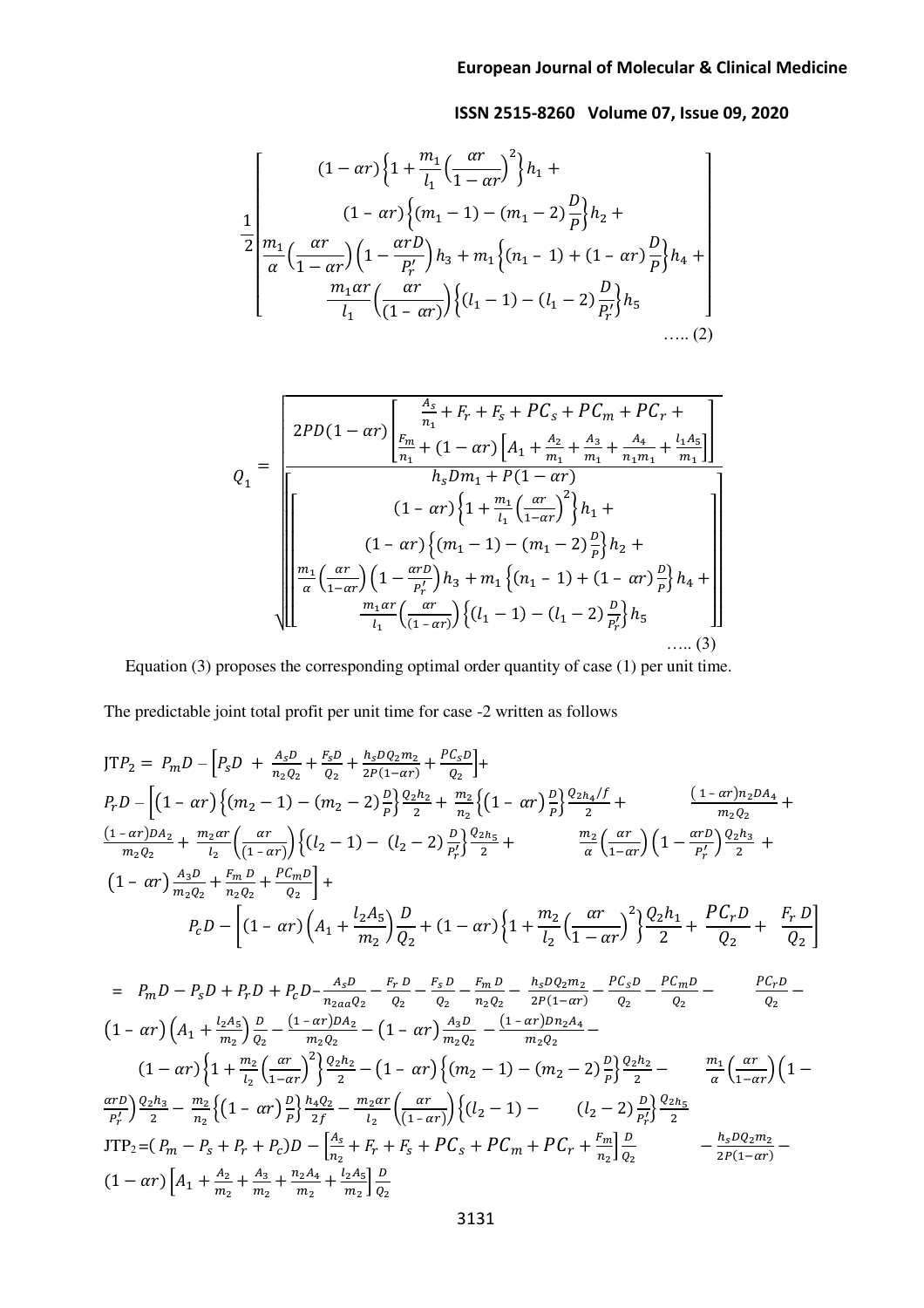$$\frac{1}{2}\begin{bmatrix} (1-\alpha r)\left\{1+\frac{m_1}{l_1}\left(\frac{\alpha r}{1-\alpha r}\right)^2\right\}h_1 + \\ (1-\alpha r)\left\{(m_1-1)-(m_1-2)\frac{D}{P}\right\}h_2 + \\ \frac{m_1}{\alpha}\left(\frac{\alpha r}{1-\alpha r}\right)\left(1-\frac{\alpha r D}{P_r'}\right)h_3 + m_1\left\{(n_1-1)+(1-\alpha r)\frac{D}{P}\right\}h_4 + \\ \frac{m_1 \alpha r}{l_1}\left(\frac{\alpha r}{(1-\alpha r)}\right)\left\{(l_1-1)-(l_1-2)\frac{D}{P_r'}\right\}h_5 \end{bmatrix} \quad \ldots\ldots (2)$$

$$Q_1 = \sqrt{\frac{2PD(1-\alpha r)\begin{bmatrix} \frac{A_s}{n_1}+F_r+F_s+PC_s+PC_m+PC_r+ \\ \frac{F_m}{n_1}+(1-\alpha r)\left[A_1+\frac{A_2}{m_1}+\frac{A_3}{m_1}+\frac{A_4}{n_1 m_1}+\frac{l_1 A_5}{m_1}\right]\end{bmatrix}}{h_s D m_1 + P(1-\alpha r)\begin{bmatrix} (1-\alpha r)\left\{1+\frac{m_1}{l_1}\left(\frac{\alpha r}{1-\alpha r}\right)^2\right\}h_1 + \\ (1-\alpha r)\left\{(m_1-1)-(m_1-2)\frac{D}{P}\right\}h_2 + \\ \frac{m_1}{\alpha}\left(\frac{\alpha r}{1-\alpha r}\right)\left(1-\frac{\alpha r D}{P_r'}\right)h_3 + m_1\left\{(n_1-1)+(1-\alpha r)\frac{D}{P}\right\}h_4 + \\ \frac{m_1 \alpha r}{l_1}\left(\frac{\alpha r}{(1-\alpha r)}\right)\left\{(l_1-1)-(l_1-2)\frac{D}{P_r'}\right\}h_5 \end{bmatrix}}} \quad \ldots\ldots (3)$$

Equation (3) proposes the corresponding optimal order quantity of case (1) per unit time.

The predictable joint total profit per unit time for case -2 written as follows

$$\begin{aligned}
\mathrm{JTP}_2 = {} & P_m D - \left[P_s D + \frac{A_s D}{n_2 Q_2} + \frac{F_s D}{Q_2} + \frac{h_s D Q_2 m_2}{2P(1-\alpha r)} + \frac{PC_s D}{Q_2}\right] + \\
& P_r D - \Bigg[(1-\alpha r)\left\{(m_2-1)-(m_2-2)\frac{D}{P}\right\}\frac{Q_2 h_2}{2} + \frac{m_2}{n_2}\left\{(1-\alpha r)\frac{D}{P}\right\}\frac{Q_{2h_4}/f}{2} + \frac{(1-\alpha r)n_2 D A_4}{m_2 Q_2} + \\
& \frac{(1-\alpha r)DA_2}{m_2 Q_2} + \frac{m_2 \alpha r}{l_2}\left(\frac{\alpha r}{(1-\alpha r)}\right)\left\{(l_2-1)-(l_2-2)\frac{D}{P_r'}\right\}\frac{Q_{2h_5}}{2} + \frac{m_2}{\alpha}\left(\frac{\alpha r}{1-\alpha r}\right)\left(1-\frac{\alpha r D}{P_r'}\right)\frac{Q_2 h_3}{2} + \\
& (1-\alpha r)\frac{A_3 D}{m_2 Q_2} + \frac{F_m D}{n_2 Q_2} + \frac{PC_m D}{Q_2}\Bigg] + \\
& P_c D - \left[(1-\alpha r)\left(A_1 + \frac{l_2 A_5}{m_2}\right)\frac{D}{Q_2} + (1-\alpha r)\left\{1+\frac{m_2}{l_2}\left(\frac{\alpha r}{1-\alpha r}\right)^2\right\}\frac{Q_2 h_1}{2} + \frac{PC_r D}{Q_2} + \frac{F_r D}{Q_2}\right]
\end{aligned}$$

$$\begin{aligned}
= {} & P_m D - P_s D + P_r D + P_c D - \frac{A_s D}{n_{2aa} Q_2} - \frac{F_r D}{Q_2} - \frac{F_s D}{Q_2} - \frac{F_m D}{n_2 Q_2} - \frac{h_s D Q_2 m_2}{2P(1-\alpha r)} - \frac{PC_s D}{Q_2} - \frac{PC_m D}{Q_2} - \frac{PC_r D}{Q_2} - \\
& (1-\alpha r)\left(A_1 + \frac{l_2 A_5}{m_2}\right)\frac{D}{Q_2} - \frac{(1-\alpha r)DA_2}{m_2 Q_2} - (1-\alpha r)\frac{A_3 D}{m_2 Q_2} - \frac{(1-\alpha r)D n_2 A_4}{m_2 Q_2} - \\
& (1-\alpha r)\left\{1+\frac{m_2}{l_2}\left(\frac{\alpha r}{1-\alpha r}\right)^2\right\}\frac{Q_2 h_2}{2} - (1-\alpha r)\left\{(m_2-1)-(m_2-2)\frac{D}{P}\right\}\frac{Q_2 h_2}{2} - \frac{m_1}{\alpha}\left(\frac{\alpha r}{1-\alpha r}\right)\left(1 - \right. \\
& \left.\frac{\alpha r D}{P_r'}\right)\frac{Q_2 h_3}{2} - \frac{m_2}{n_2}\left\{(1-\alpha r)\frac{D}{P}\right\}\frac{h_4 Q_2}{2f} - \frac{m_2 \alpha r}{l_2}\left(\frac{\alpha r}{(1-\alpha r)}\right)\left\{(l_2-1) - (l_2-2)\frac{D}{P_r'}\right\}\frac{Q_{2h_5}}{2}
\end{aligned}$$

$$\begin{aligned}
\mathrm{JTP}_2 = {} & (P_m - P_s + P_r + P_c)D - \left[\frac{A_s}{n_2} + F_r + F_s + PC_s + PC_m + PC_r + \frac{F_m}{n_2}\right]\frac{D}{Q_2} - \frac{h_s D Q_2 m_2}{2P(1-\alpha r)} - \\
& (1-\alpha r)\left[A_1 + \frac{A_2}{m_2} + \frac{A_3}{m_2} + \frac{n_2 A_4}{m_2} + \frac{l_2 A_5}{m_2}\right]\frac{D}{Q_2}
\end{aligned}$$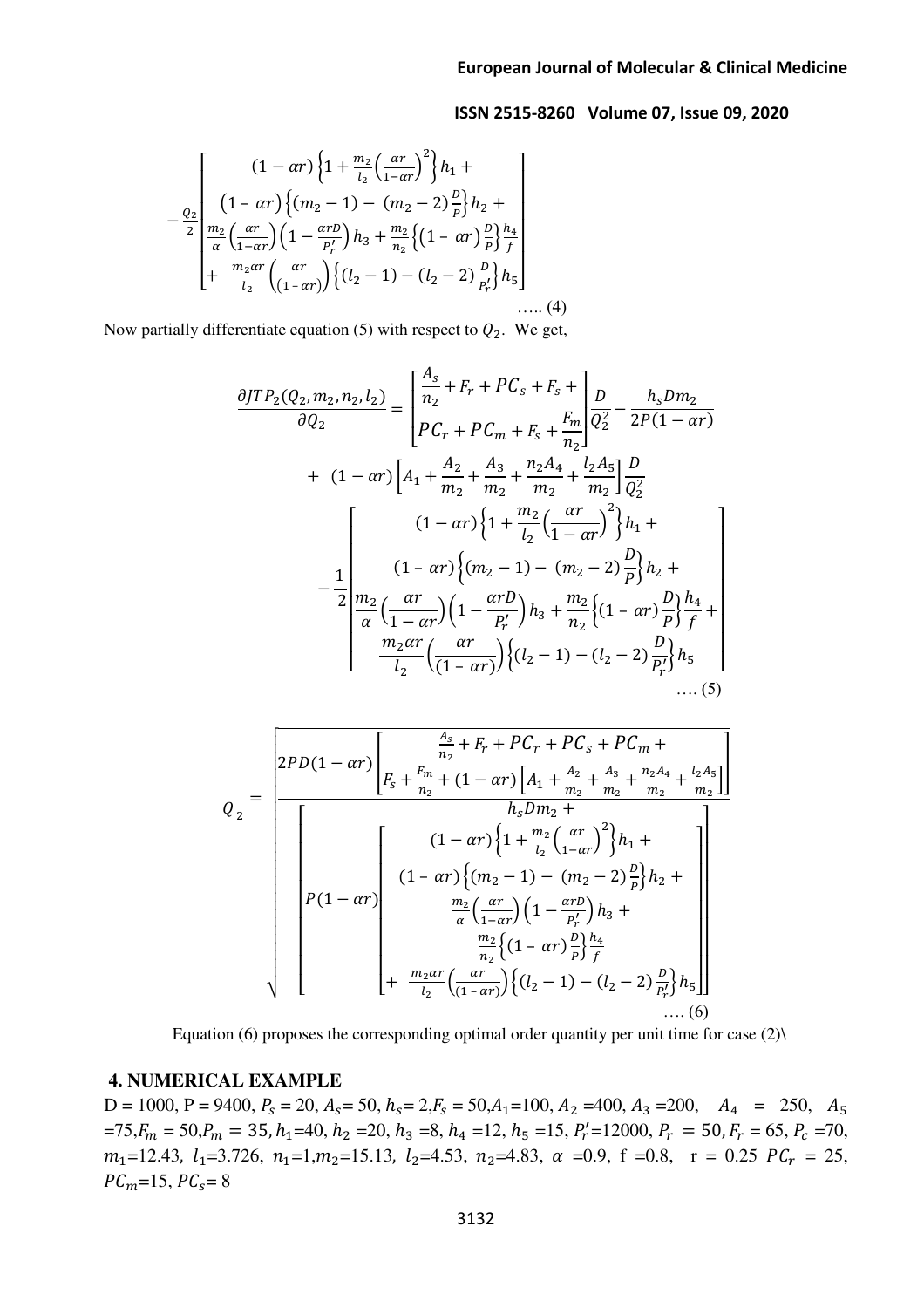$$
-\frac{Q_2}{2}\begin{bmatrix} (1-\alpha r)\left\{1+\frac{m_2}{l_2}\left(\frac{\alpha r}{1-\alpha r}\right)^2\right\}h_1 + \\ (1-\alpha r)\left\{(m_2-1)-(m_2-2)\frac{D}{P}\right\}h_2 + \\ \frac{m_2}{\alpha}\left(\frac{\alpha r}{1-\alpha r}\right)\left(1-\frac{\alpha r D}{P_r'}\right)h_3 + \frac{m_2}{n_2}\left\{(1-\alpha r)\frac{D}{P}\right\}\frac{h_4}{f} \\ + \frac{m_2 \alpha r}{l_2}\left(\frac{\alpha r}{(1-\alpha r)}\right)\left\{(l_2-1)-(l_2-2)\frac{D}{P_r'}\right\}h_5 \end{bmatrix} \quad \ldots\ldots (4)
$$

Now partially differentiate equation (5) with respect to $Q_2$. We get,

$$
\frac{\partial JTP_2(Q_2,m_2,n_2,l_2)}{\partial Q_2} = \begin{bmatrix} \frac{A_s}{n_2} + F_r + PC_s + F_s + \\ PC_r + PC_m + F_s + \frac{F_m}{n_2} \end{bmatrix}\frac{D}{Q_2^2} - \frac{h_s D m_2}{2P(1-\alpha r)}
$$

$$
+ (1-\alpha r)\left[A_1 + \frac{A_2}{m_2} + \frac{A_3}{m_2} + \frac{n_2 A_4}{m_2} + \frac{l_2 A_5}{m_2}\right]\frac{D}{Q_2^2}
$$

$$
-\frac{1}{2}\begin{bmatrix} (1-\alpha r)\left\{1+\frac{m_2}{l_2}\left(\frac{\alpha r}{1-\alpha r}\right)^2\right\}h_1 + \\ (1-\alpha r)\left\{(m_2-1)-(m_2-2)\frac{D}{P}\right\}h_2 + \\ \frac{m_2}{\alpha}\left(\frac{\alpha r}{1-\alpha r}\right)\left(1-\frac{\alpha r D}{P_r'}\right)h_3 + \frac{m_2}{n_2}\left\{(1-\alpha r)\frac{D}{P}\right\}\frac{h_4}{f} + \\ \frac{m_2 \alpha r}{l_2}\left(\frac{\alpha r}{(1-\alpha r)}\right)\left\{(l_2-1)-(l_2-2)\frac{D}{P_r'}\right\}h_5 \end{bmatrix} \quad \ldots. (5)
$$

$$
Q_2 = \sqrt{\frac{2PD(1-\alpha r)\begin{bmatrix} \frac{A_s}{n_2} + F_r + PC_r + PC_s + PC_m + \\ F_s + \frac{F_m}{n_2} + (1-\alpha r)\left[A_1 + \frac{A_2}{m_2} + \frac{A_3}{m_2} + \frac{n_2 A_4}{m_2} + \frac{l_2 A_5}{m_2}\right] \end{bmatrix}}{\begin{bmatrix} h_s D m_2 + \\ P(1-\alpha r)\begin{bmatrix} (1-\alpha r)\left\{1+\frac{m_2}{l_2}\left(\frac{\alpha r}{1-\alpha r}\right)^2\right\}h_1 + \\ (1-\alpha r)\left\{(m_2-1)-(m_2-2)\frac{D}{P}\right\}h_2 + \\ \frac{m_2}{\alpha}\left(\frac{\alpha r}{1-\alpha r}\right)\left(1-\frac{\alpha r D}{P_r'}\right)h_3 + \\ \frac{m_2}{n_2}\left\{(1-\alpha r)\frac{D}{P}\right\}\frac{h_4}{f} \\ + \frac{m_2 \alpha r}{l_2}\left(\frac{\alpha r}{(1-\alpha r)}\right)\left\{(l_2-1)-(l_2-2)\frac{D}{P_r'}\right\}h_5 \end{bmatrix} \end{bmatrix}}} \quad \ldots. (6)
$$

Equation (6) proposes the corresponding optimal order quantity per unit time for case (2)\

## 4. NUMERICAL EXAMPLE

D = 1000, P = 9400, $P_s = 20$, $A_s = 50$, $h_s = 2$, $F_s = 50$, $A_1 = 100$, $A_2 = 400$, $A_3 = 200$, $A_4 = 250$, $A_5 = 75$, $F_m = 50$, $P_m = 35$, $h_1 = 40$, $h_2 = 20$, $h_3 = 8$, $h_4 = 12$, $h_5 = 15$, $P_r' = 12000$, $P_r = 50$, $F_r = 65$, $P_c = 70$, $m_1 = 12.43$, $l_1 = 3.726$, $n_1 = 1$, $m_2 = 15.13$, $l_2 = 4.53$, $n_2 = 4.83$, $\alpha = 0.9$, f = 0.8, r = 0.25 $PC_r = 25$, $PC_m = 15$, $PC_s = 8$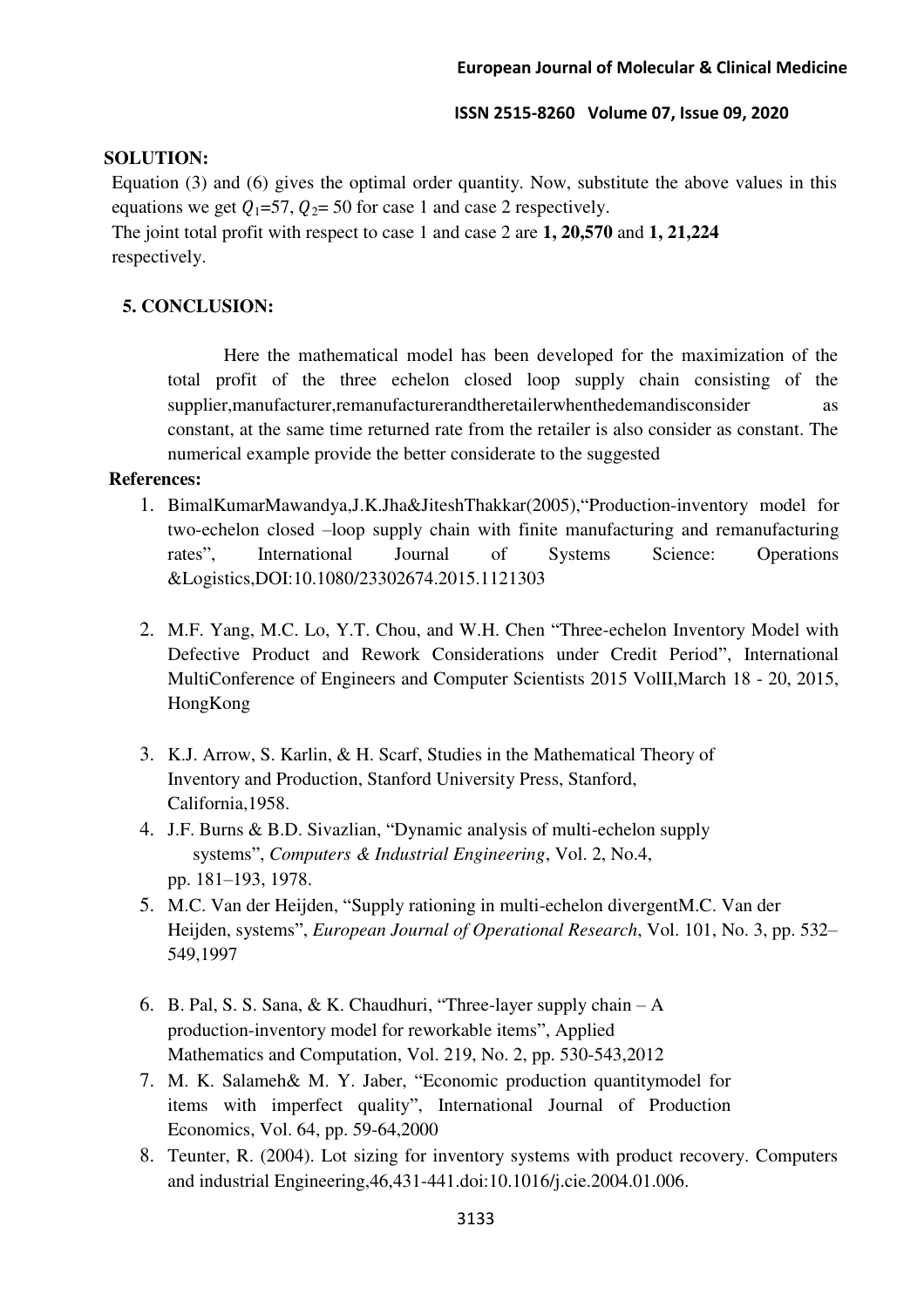**SOLUTION:**

Equation (3) and (6) gives the optimal order quantity. Now, substitute the above values in this equations we get $Q_1$=57, $Q_2$= 50 for case 1 and case 2 respectively.

The joint total profit with respect to case 1 and case 2 are **1, 20,570** and **1, 21,224** respectively.

## 5. CONCLUSION:

Here the mathematical model has been developed for the maximization of the total profit of the three echelon closed loop supply chain consisting of the supplier,manufacturer,remanufacturerandtheretailerwhenthedemandisconsider as constant, at the same time returned rate from the retailer is also consider as constant. The numerical example provide the better considerate to the suggested

**References:**

1. BimalKumarMawandya,J.K.Jha&JiteshThakkar(2005),"Production-inventory model for two-echelon closed –loop supply chain with finite manufacturing and remanufacturing rates", International Journal of Systems Science: Operations &Logistics,DOI:10.1080/23302674.2015.1121303
2. M.F. Yang, M.C. Lo, Y.T. Chou, and W.H. Chen "Three-echelon Inventory Model with Defective Product and Rework Considerations under Credit Period", International MultiConference of Engineers and Computer Scientists 2015 VolII,March 18 - 20, 2015, HongKong
3. K.J. Arrow, S. Karlin, & H. Scarf, Studies in the Mathematical Theory of Inventory and Production, Stanford University Press, Stanford, California,1958.
4. J.F. Burns & B.D. Sivazlian, "Dynamic analysis of multi-echelon supply systems", *Computers & Industrial Engineering*, Vol. 2, No.4, pp. 181–193, 1978.
5. M.C. Van der Heijden, "Supply rationing in multi-echelon divergentM.C. Van der Heijden, systems", *European Journal of Operational Research*, Vol. 101, No. 3, pp. 532–549,1997
6. B. Pal, S. S. Sana, & K. Chaudhuri, "Three-layer supply chain – A production-inventory model for reworkable items", Applied Mathematics and Computation, Vol. 219, No. 2, pp. 530-543,2012
7. M. K. Salameh& M. Y. Jaber, "Economic production quantitymodel for items with imperfect quality", International Journal of Production Economics, Vol. 64, pp. 59-64,2000
8. Teunter, R. (2004). Lot sizing for inventory systems with product recovery. Computers and industrial Engineering,46,431-441.doi:10.1016/j.cie.2004.01.006.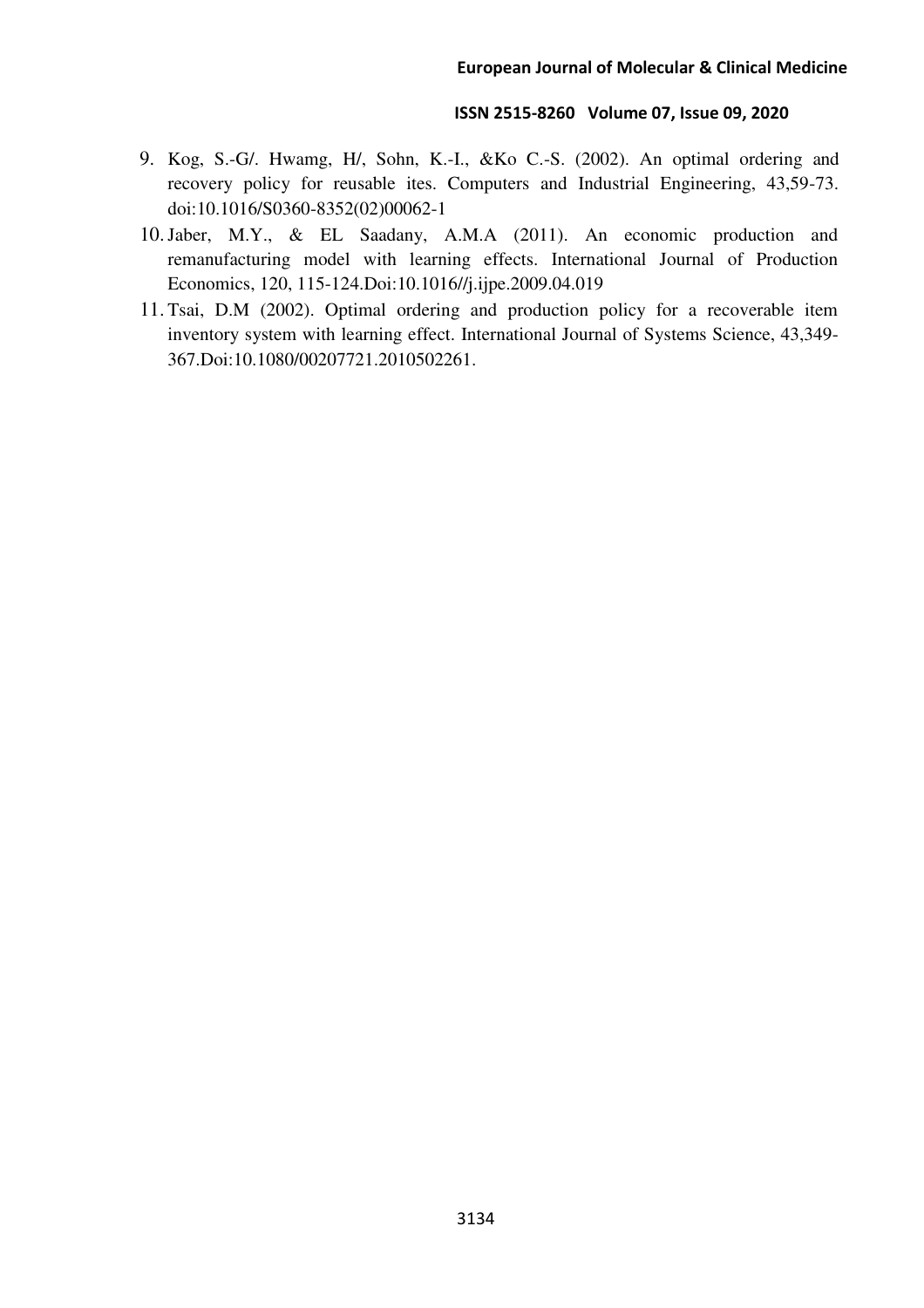9. Kog, S.-G/. Hwamg, H/, Sohn, K.-I., &Ko C.-S. (2002). An optimal ordering and recovery policy for reusable ites. Computers and Industrial Engineering, 43,59-73. doi:10.1016/S0360-8352(02)00062-1
10. Jaber, M.Y., & EL Saadany, A.M.A (2011). An economic production and remanufacturing model with learning effects. International Journal of Production Economics, 120, 115-124.Doi:10.1016//j.ijpe.2009.04.019
11. Tsai, D.M (2002). Optimal ordering and production policy for a recoverable item inventory system with learning effect. International Journal of Systems Science, 43,349-367.Doi:10.1080/00207721.2010502261.